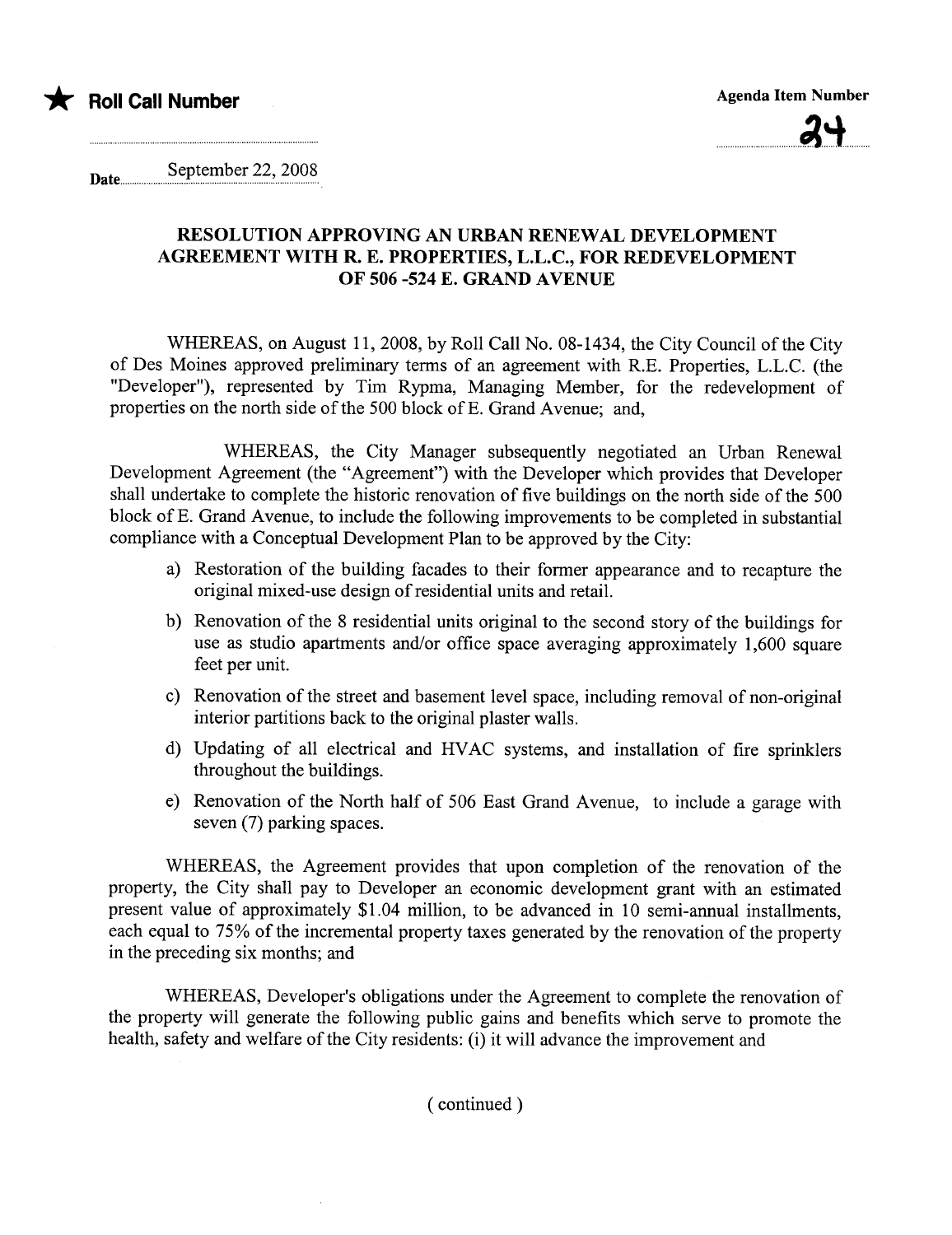★ **Roll Call Number**

**Agenda Item Number**

24

Date September 22, 2008

## RESOLUTION APPROVING AN URBAN RENEWAL DEVELOPMENT AGREEMENT WITH R. E. PROPERTIES, L.L.C., FOR REDEVELOPMENT OF 506 -524 E. GRAND AVENUE

WHEREAS, on August 11, 2008, by Roll Call No. 08-1434, the City Council of the City of Des Moines approved preliminary terms of an agreement with R.E. Properties, L.L.C. (the "Developer"), represented by Tim Rypma, Managing Member, for the redevelopment of properties on the north side of the 500 block of E. Grand Avenue; and,

WHEREAS, the City Manager subsequently negotiated an Urban Renewal Development Agreement (the "Agreement") with the Developer which provides that Developer shall undertake to complete the historic renovation of five buildings on the north side of the 500 block of E. Grand Avenue, to include the following improvements to be completed in substantial compliance with a Conceptual Development Plan to be approved by the City:

a) Restoration of the building facades to their former appearance and to recapture the original mixed-use design of residential units and retail.

b) Renovation of the 8 residential units original to the second story of the buildings for use as studio apartments and/or office space averaging approximately 1,600 square feet per unit.

c) Renovation of the street and basement level space, including removal of non-original interior partitions back to the original plaster walls.

d) Updating of all electrical and HVAC systems, and installation of fire sprinklers throughout the buildings.

e) Renovation of the North half of 506 East Grand Avenue, to include a garage with seven (7) parking spaces.

WHEREAS, the Agreement provides that upon completion of the renovation of the property, the City shall pay to Developer an economic development grant with an estimated present value of approximately $1.04 million, to be advanced in 10 semi-annual installments, each equal to 75% of the incremental property taxes generated by the renovation of the property in the preceding six months; and

WHEREAS, Developer's obligations under the Agreement to complete the renovation of the property will generate the following public gains and benefits which serve to promote the health, safety and welfare of the City residents: (i) it will advance the improvement and

( continued )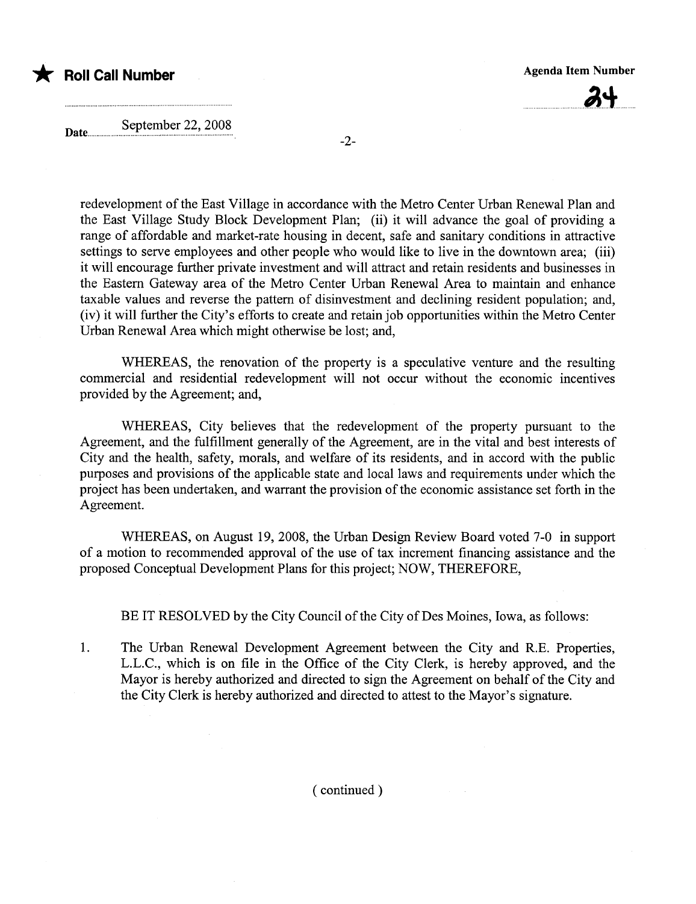redevelopment of the East Village in accordance with the Metro Center Urban Renewal Plan and the East Village Study Block Development Plan; (ii) it will advance the goal of providing a range of affordable and market-rate housing in decent, safe and sanitary conditions in attractive settings to serve employees and other people who would like to live in the downtown area; (iii) it will encourage further private investment and will attract and retain residents and businesses in the Eastern Gateway area of the Metro Center Urban Renewal Area to maintain and enhance taxable values and reverse the pattern of disinvestment and declining resident population; and, (iv) it will further the City's efforts to create and retain job opportunities within the Metro Center Urban Renewal Area which might otherwise be lost; and,

WHEREAS, the renovation of the property is a speculative venture and the resulting commercial and residential redevelopment will not occur without the economic incentives provided by the Agreement; and,

WHEREAS, City believes that the redevelopment of the property pursuant to the Agreement, and the fulfillment generally of the Agreement, are in the vital and best interests of City and the health, safety, morals, and welfare of its residents, and in accord with the public purposes and provisions of the applicable state and local laws and requirements under which the project has been undertaken, and warrant the provision of the economic assistance set forth in the Agreement.

WHEREAS, on August 19, 2008, the Urban Design Review Board voted 7-0 in support of a motion to recommended approval of the use of tax increment financing assistance and the proposed Conceptual Development Plans for this project; NOW, THEREFORE,

BE IT RESOLVED by the City Council of the City of Des Moines, Iowa, as follows:

1. The Urban Renewal Development Agreement between the City and R.E. Properties, L.L.C., which is on file in the Office of the City Clerk, is hereby approved, and the Mayor is hereby authorized and directed to sign the Agreement on behalf of the City and the City Clerk is hereby authorized and directed to attest to the Mayor's signature.

( continued )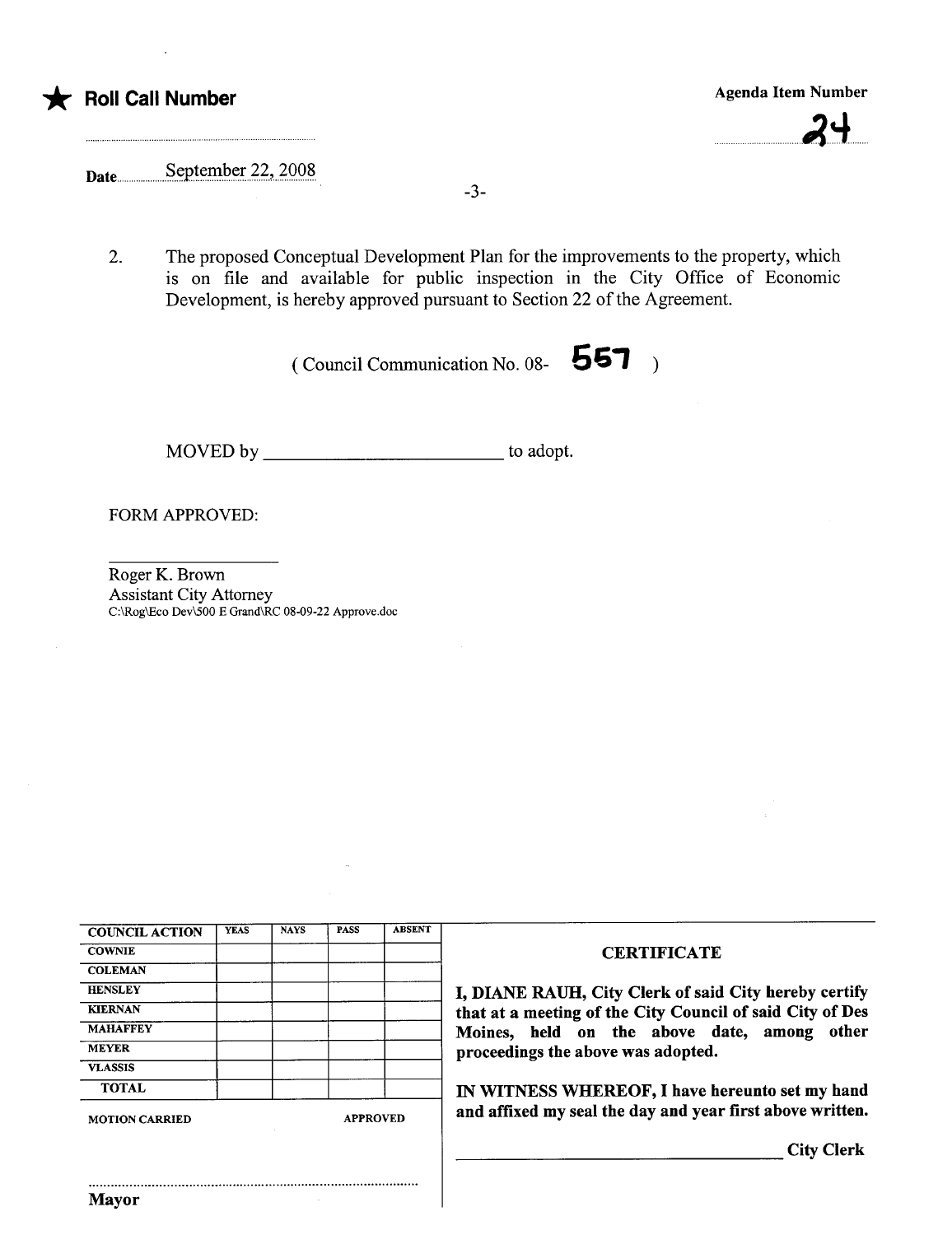★ **Roll Call Number**

Agenda Item Number

24

Date September 22, 2008

2. The proposed Conceptual Development Plan for the improvements to the property, which is on file and available for public inspection in the City Office of Economic Development, is hereby approved pursuant to Section 22 of the Agreement.

( Council Communication No. 08- 557 )

MOVED by ________________________ to adopt.

FORM APPROVED:

Roger K. Brown
Assistant City Attorney
C:\Rog\Eco Dev\500 E Grand\RC 08-09-22 Approve.doc

| COUNCIL ACTION | YEAS | NAYS | PASS | ABSENT |
|---|---|---|---|---|
| COWNIE | | | | |
| COLEMAN | | | | |
| HENSLEY | | | | |
| KIERNAN | | | | |
| MAHAFFEY | | | | |
| MEYER | | | | |
| VLASSIS | | | | |
| TOTAL | | | | |

MOTION CARRIED APPROVED

..........................................................

Mayor

**CERTIFICATE**

**I, DIANE RAUH, City Clerk of said City hereby certify that at a meeting of the City Council of said City of Des Moines, held on the above date, among other proceedings the above was adopted.**

**IN WITNESS WHEREOF, I have hereunto set my hand and affixed my seal the day and year first above written.**

________________________ **City Clerk**